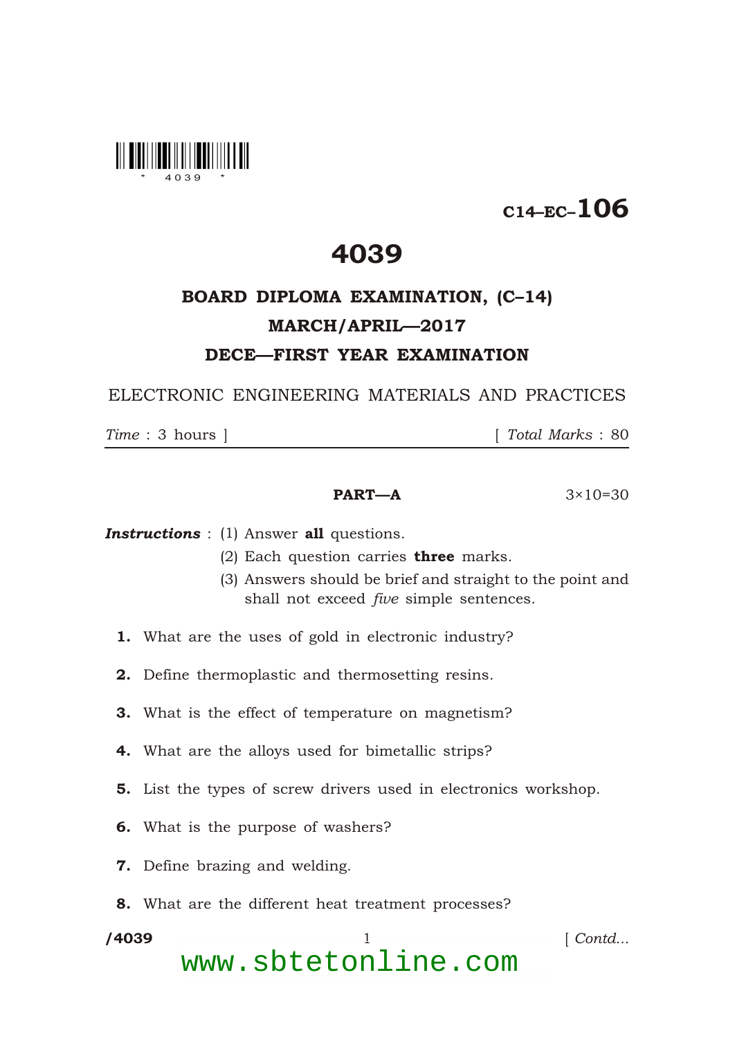C14–EC–106

# 4039

## BOARD DIPLOMA EXAMINATION, (C–14)

## MARCH/APRIL—2017

## DECE—FIRST YEAR EXAMINATION

ELECTRONIC ENGINEERING MATERIALS AND PRACTICES

*Time* : 3 hours ] [ *Total Marks* : 80

---

**PART—A** 3×10=30

***Instructions*** : (1) Answer **all** questions.

(2) Each question carries **three** marks.

(3) Answers should be brief and straight to the point and shall not exceed *five* simple sentences.

**1.** What are the uses of gold in electronic industry?

**2.** Define thermoplastic and thermosetting resins.

**3.** What is the effect of temperature on magnetism?

**4.** What are the alloys used for bimetallic strips?

**5.** List the types of screw drivers used in electronics workshop.

**6.** What is the purpose of washers?

**7.** Define brazing and welding.

**8.** What are the different heat treatment processes?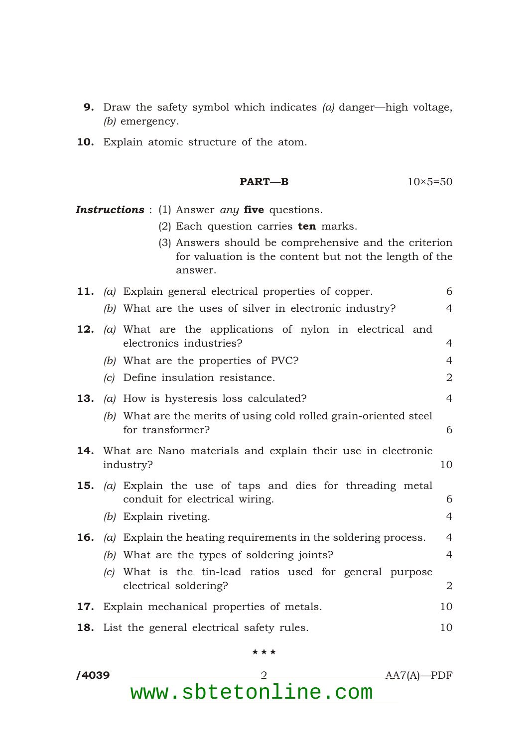**9.** Draw the safety symbol which indicates *(a)* danger—high voltage, *(b)* emergency.

**10.** Explain atomic structure of the atom.

## PART—B

10×5=50

***Instructions*** : (1) Answer *any* **five** questions.

(2) Each question carries **ten** marks.

(3) Answers should be comprehensive and the criterion for valuation is the content but not the length of the answer.

**11.** *(a)* Explain general electrical properties of copper. 6

*(b)* What are the uses of silver in electronic industry? 4

**12.** *(a)* What are the applications of nylon in electrical and electronics industries? 4

*(b)* What are the properties of PVC? 4

*(c)* Define insulation resistance. 2

**13.** *(a)* How is hysteresis loss calculated? 4

*(b)* What are the merits of using cold rolled grain-oriented steel for transformer? 6

**14.** What are Nano materials and explain their use in electronic industry? 10

**15.** *(a)* Explain the use of taps and dies for threading metal conduit for electrical wiring. 6

*(b)* Explain riveting. 4

**16.** *(a)* Explain the heating requirements in the soldering process. 4

*(b)* What are the types of soldering joints? 4

*(c)* What is the tin-lead ratios used for general purpose electrical soldering? 2

**17.** Explain mechanical properties of metals. 10

**18.** List the general electrical safety rules. 10

★ ★ ★

/4039 AA7(A)—PDF

www.sbtetonline.com